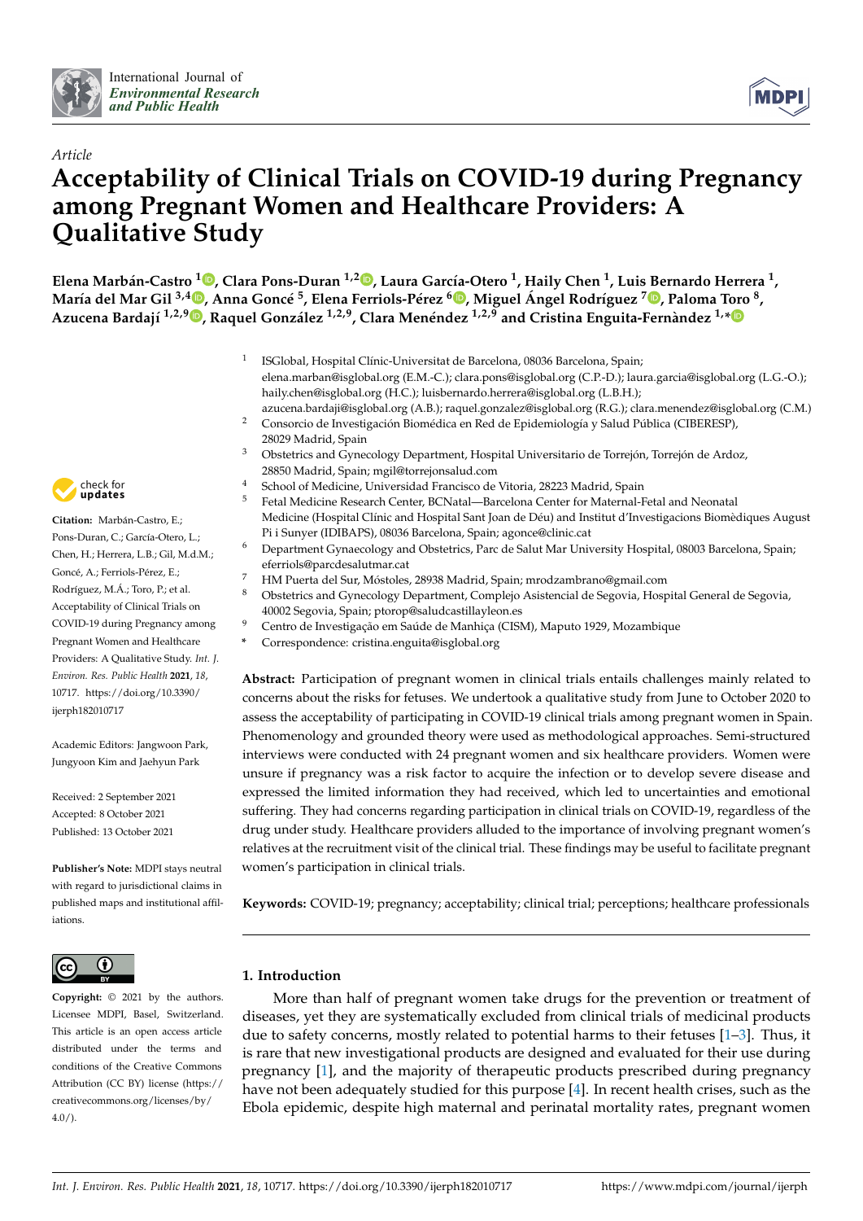*Article*

# Acceptability of Clinical Trials on COVID-19 during Pregnancy among Pregnant Women and Healthcare Providers: A Qualitative Study

**Elena Marbán-Castro [1], Clara Pons-Duran [1,2], Laura García-Otero [1], Haily Chen [1], Luis Bernardo Herrera [1], María del Mar Gil [3,4], Anna Goncé [5], Elena Ferriols-Pérez [6], Miguel Ángel Rodríguez [7], Paloma Toro [8], Azucena Bardají [1,2,9], Raquel González [1,2,9], Clara Menéndez [1,2,9] and Cristina Enguita-Fernàndez [1,*]**

1. ISGlobal, Hospital Clínic-Universitat de Barcelona, 08036 Barcelona, Spain; elena.marban@isglobal.org (E.M.-C.); clara.pons@isglobal.org (C.P.-D.); laura.garcia@isglobal.org (L.G.-O.); haily.chen@isglobal.org (H.C.); luisbernardo.herrera@isglobal.org (L.B.H.); azucena.bardaji@isglobal.org (A.B.); raquel.gonzalez@isglobal.org (R.G.); clara.menendez@isglobal.org (C.M.)
2. Consorcio de Investigación Biomédica en Red de Epidemiología y Salud Pública (CIBERESP), 28029 Madrid, Spain
3. Obstetrics and Gynecology Department, Hospital Universitario de Torrejón, Torrejón de Ardoz, 28850 Madrid, Spain; mgil@torrejonsalud.com
4. School of Medicine, Universidad Francisco de Vitoria, 28223 Madrid, Spain
5. Fetal Medicine Research Center, BCNatal—Barcelona Center for Maternal-Fetal and Neonatal Medicine (Hospital Clínic and Hospital Sant Joan de Déu) and Institut d'Investigacions Biomèdiques August Pi i Sunyer (IDIBAPS), 08036 Barcelona, Spain; agonce@clinic.cat
6. Department Gynaecology and Obstetrics, Parc de Salut Mar University Hospital, 08003 Barcelona, Spain; eferriols@parcdesalutmar.cat
7. HM Puerta del Sur, Móstoles, 28938 Madrid, Spain; mrodzambrano@gmail.com
8. Obstetrics and Gynecology Department, Complejo Asistencial de Segovia, Hospital General de Segovia, 40002 Segovia, Spain; ptorop@saludcastillayleon.es
9. Centro de Investigação em Saúde de Manhiça (CISM), Maputo 1929, Mozambique

\* Correspondence: cristina.enguita@isglobal.org

**Citation:** Marbán-Castro, E.; Pons-Duran, C.; García-Otero, L.; Chen, H.; Herrera, L.B.; Gil, M.d.M.; Goncé, A.; Ferriols-Pérez, E.; Rodríguez, M.Á.; Toro, P.; et al. Acceptability of Clinical Trials on COVID-19 during Pregnancy among Pregnant Women and Healthcare Providers: A Qualitative Study. *Int. J. Environ. Res. Public Health* **2021**, *18*, 10717. https://doi.org/10.3390/ijerph182010717

Academic Editors: Jangwoon Park, Jungyoon Kim and Jaehyun Park

Received: 2 September 2021
Accepted: 8 October 2021
Published: 13 October 2021

**Publisher's Note:** MDPI stays neutral with regard to jurisdictional claims in published maps and institutional affiliations.

**Copyright:** © 2021 by the authors. Licensee MDPI, Basel, Switzerland. This article is an open access article distributed under the terms and conditions of the Creative Commons Attribution (CC BY) license (https://creativecommons.org/licenses/by/4.0/).

**Abstract:** Participation of pregnant women in clinical trials entails challenges mainly related to concerns about the risks for fetuses. We undertook a qualitative study from June to October 2020 to assess the acceptability of participating in COVID-19 clinical trials among pregnant women in Spain. Phenomenology and grounded theory were used as methodological approaches. Semi-structured interviews were conducted with 24 pregnant women and six healthcare providers. Women were unsure if pregnancy was a risk factor to acquire the infection or to develop severe disease and expressed the limited information they had received, which led to uncertainties and emotional suffering. They had concerns regarding participation in clinical trials on COVID-19, regardless of the drug under study. Healthcare providers alluded to the importance of involving pregnant women's relatives at the recruitment visit of the clinical trial. These findings may be useful to facilitate pregnant women's participation in clinical trials.

**Keywords:** COVID-19; pregnancy; acceptability; clinical trial; perceptions; healthcare professionals

## 1. Introduction

More than half of pregnant women take drugs for the prevention or treatment of diseases, yet they are systematically excluded from clinical trials of medicinal products due to safety concerns, mostly related to potential harms to their fetuses [1–3]. Thus, it is rare that new investigational products are designed and evaluated for their use during pregnancy [1], and the majority of therapeutic products prescribed during pregnancy have not been adequately studied for this purpose [4]. In recent health crises, such as the Ebola epidemic, despite high maternal and perinatal mortality rates, pregnant women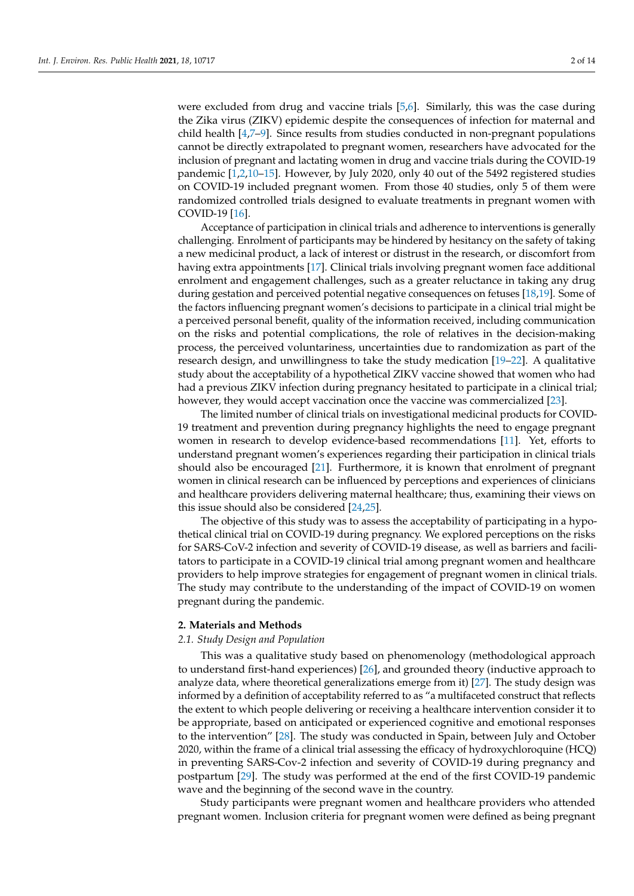were excluded from drug and vaccine trials [5,6]. Similarly, this was the case during the Zika virus (ZIKV) epidemic despite the consequences of infection for maternal and child health [4,7–9]. Since results from studies conducted in non-pregnant populations cannot be directly extrapolated to pregnant women, researchers have advocated for the inclusion of pregnant and lactating women in drug and vaccine trials during the COVID-19 pandemic [1,2,10–15]. However, by July 2020, only 40 out of the 5492 registered studies on COVID-19 included pregnant women. From those 40 studies, only 5 of them were randomized controlled trials designed to evaluate treatments in pregnant women with COVID-19 [16].

Acceptance of participation in clinical trials and adherence to interventions is generally challenging. Enrolment of participants may be hindered by hesitancy on the safety of taking a new medicinal product, a lack of interest or distrust in the research, or discomfort from having extra appointments [17]. Clinical trials involving pregnant women face additional enrolment and engagement challenges, such as a greater reluctance in taking any drug during gestation and perceived potential negative consequences on fetuses [18,19]. Some of the factors influencing pregnant women's decisions to participate in a clinical trial might be a perceived personal benefit, quality of the information received, including communication on the risks and potential complications, the role of relatives in the decision-making process, the perceived voluntariness, uncertainties due to randomization as part of the research design, and unwillingness to take the study medication [19–22]. A qualitative study about the acceptability of a hypothetical ZIKV vaccine showed that women who had had a previous ZIKV infection during pregnancy hesitated to participate in a clinical trial; however, they would accept vaccination once the vaccine was commercialized [23].

The limited number of clinical trials on investigational medicinal products for COVID-19 treatment and prevention during pregnancy highlights the need to engage pregnant women in research to develop evidence-based recommendations [11]. Yet, efforts to understand pregnant women's experiences regarding their participation in clinical trials should also be encouraged [21]. Furthermore, it is known that enrolment of pregnant women in clinical research can be influenced by perceptions and experiences of clinicians and healthcare providers delivering maternal healthcare; thus, examining their views on this issue should also be considered [24,25].

The objective of this study was to assess the acceptability of participating in a hypothetical clinical trial on COVID-19 during pregnancy. We explored perceptions on the risks for SARS-CoV-2 infection and severity of COVID-19 disease, as well as barriers and facilitators to participate in a COVID-19 clinical trial among pregnant women and healthcare providers to help improve strategies for engagement of pregnant women in clinical trials. The study may contribute to the understanding of the impact of COVID-19 on women pregnant during the pandemic.

## 2. Materials and Methods

### 2.1. Study Design and Population

This was a qualitative study based on phenomenology (methodological approach to understand first-hand experiences) [26], and grounded theory (inductive approach to analyze data, where theoretical generalizations emerge from it) [27]. The study design was informed by a definition of acceptability referred to as "a multifaceted construct that reflects the extent to which people delivering or receiving a healthcare intervention consider it to be appropriate, based on anticipated or experienced cognitive and emotional responses to the intervention" [28]. The study was conducted in Spain, between July and October 2020, within the frame of a clinical trial assessing the efficacy of hydroxychloroquine (HCQ) in preventing SARS-Cov-2 infection and severity of COVID-19 during pregnancy and postpartum [29]. The study was performed at the end of the first COVID-19 pandemic wave and the beginning of the second wave in the country.

Study participants were pregnant women and healthcare providers who attended pregnant women. Inclusion criteria for pregnant women were defined as being pregnant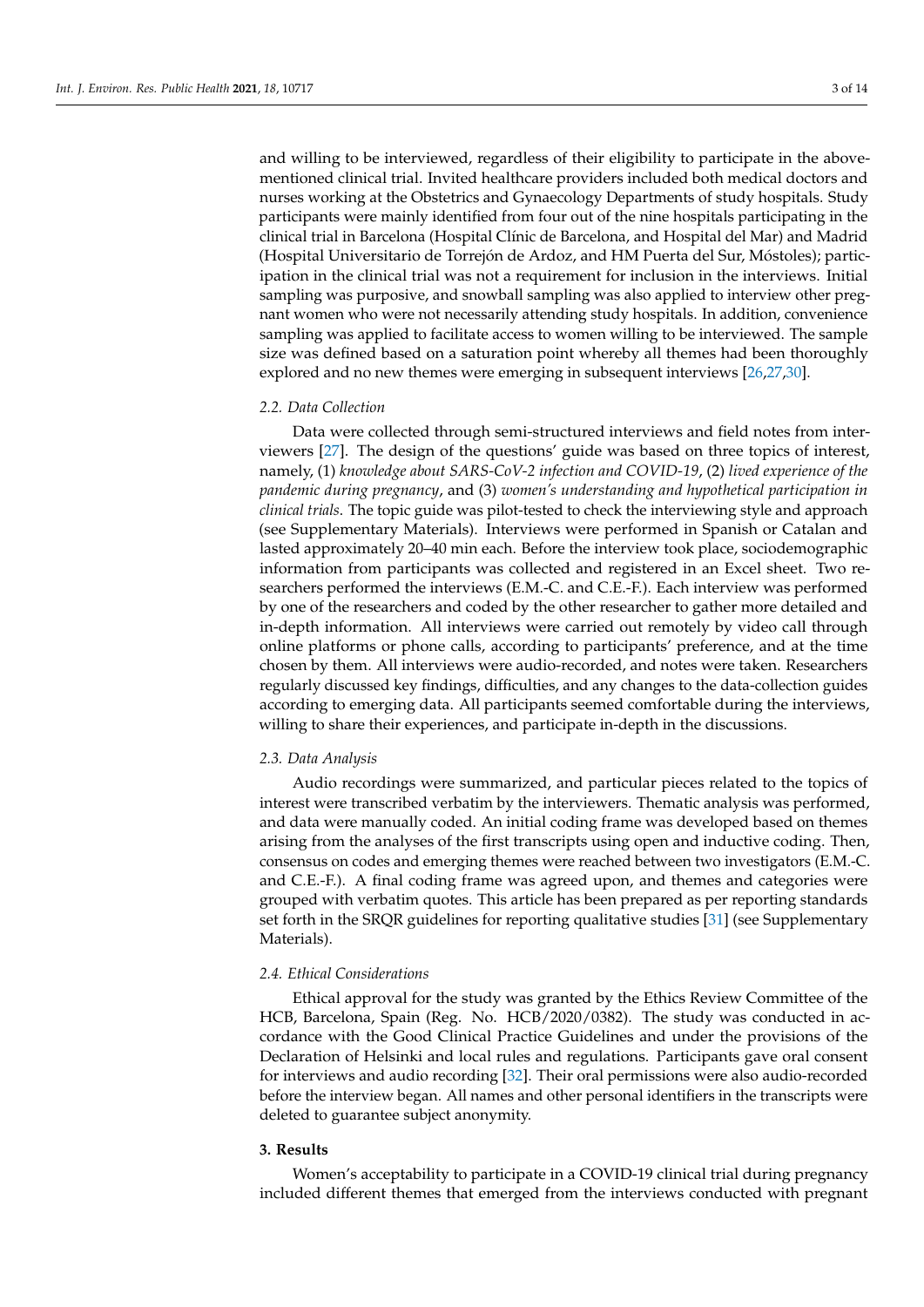and willing to be interviewed, regardless of their eligibility to participate in the above-mentioned clinical trial. Invited healthcare providers included both medical doctors and nurses working at the Obstetrics and Gynaecology Departments of study hospitals. Study participants were mainly identified from four out of the nine hospitals participating in the clinical trial in Barcelona (Hospital Clínic de Barcelona, and Hospital del Mar) and Madrid (Hospital Universitario de Torrejón de Ardoz, and HM Puerta del Sur, Móstoles); participation in the clinical trial was not a requirement for inclusion in the interviews. Initial sampling was purposive, and snowball sampling was also applied to interview other pregnant women who were not necessarily attending study hospitals. In addition, convenience sampling was applied to facilitate access to women willing to be interviewed. The sample size was defined based on a saturation point whereby all themes had been thoroughly explored and no new themes were emerging in subsequent interviews [26,27,30].

### 2.2. Data Collection

Data were collected through semi-structured interviews and field notes from interviewers [27]. The design of the questions' guide was based on three topics of interest, namely, (1) *knowledge about SARS-CoV-2 infection and COVID-19*, (2) *lived experience of the pandemic during pregnancy*, and (3) *women's understanding and hypothetical participation in clinical trials*. The topic guide was pilot-tested to check the interviewing style and approach (see Supplementary Materials). Interviews were performed in Spanish or Catalan and lasted approximately 20–40 min each. Before the interview took place, sociodemographic information from participants was collected and registered in an Excel sheet. Two researchers performed the interviews (E.M.-C. and C.E.-F.). Each interview was performed by one of the researchers and coded by the other researcher to gather more detailed and in-depth information. All interviews were carried out remotely by video call through online platforms or phone calls, according to participants' preference, and at the time chosen by them. All interviews were audio-recorded, and notes were taken. Researchers regularly discussed key findings, difficulties, and any changes to the data-collection guides according to emerging data. All participants seemed comfortable during the interviews, willing to share their experiences, and participate in-depth in the discussions.

### 2.3. Data Analysis

Audio recordings were summarized, and particular pieces related to the topics of interest were transcribed verbatim by the interviewers. Thematic analysis was performed, and data were manually coded. An initial coding frame was developed based on themes arising from the analyses of the first transcripts using open and inductive coding. Then, consensus on codes and emerging themes were reached between two investigators (E.M.-C. and C.E.-F.). A final coding frame was agreed upon, and themes and categories were grouped with verbatim quotes. This article has been prepared as per reporting standards set forth in the SRQR guidelines for reporting qualitative studies [31] (see Supplementary Materials).

### 2.4. Ethical Considerations

Ethical approval for the study was granted by the Ethics Review Committee of the HCB, Barcelona, Spain (Reg. No. HCB/2020/0382). The study was conducted in accordance with the Good Clinical Practice Guidelines and under the provisions of the Declaration of Helsinki and local rules and regulations. Participants gave oral consent for interviews and audio recording [32]. Their oral permissions were also audio-recorded before the interview began. All names and other personal identifiers in the transcripts were deleted to guarantee subject anonymity.

## 3. Results

Women's acceptability to participate in a COVID-19 clinical trial during pregnancy included different themes that emerged from the interviews conducted with pregnant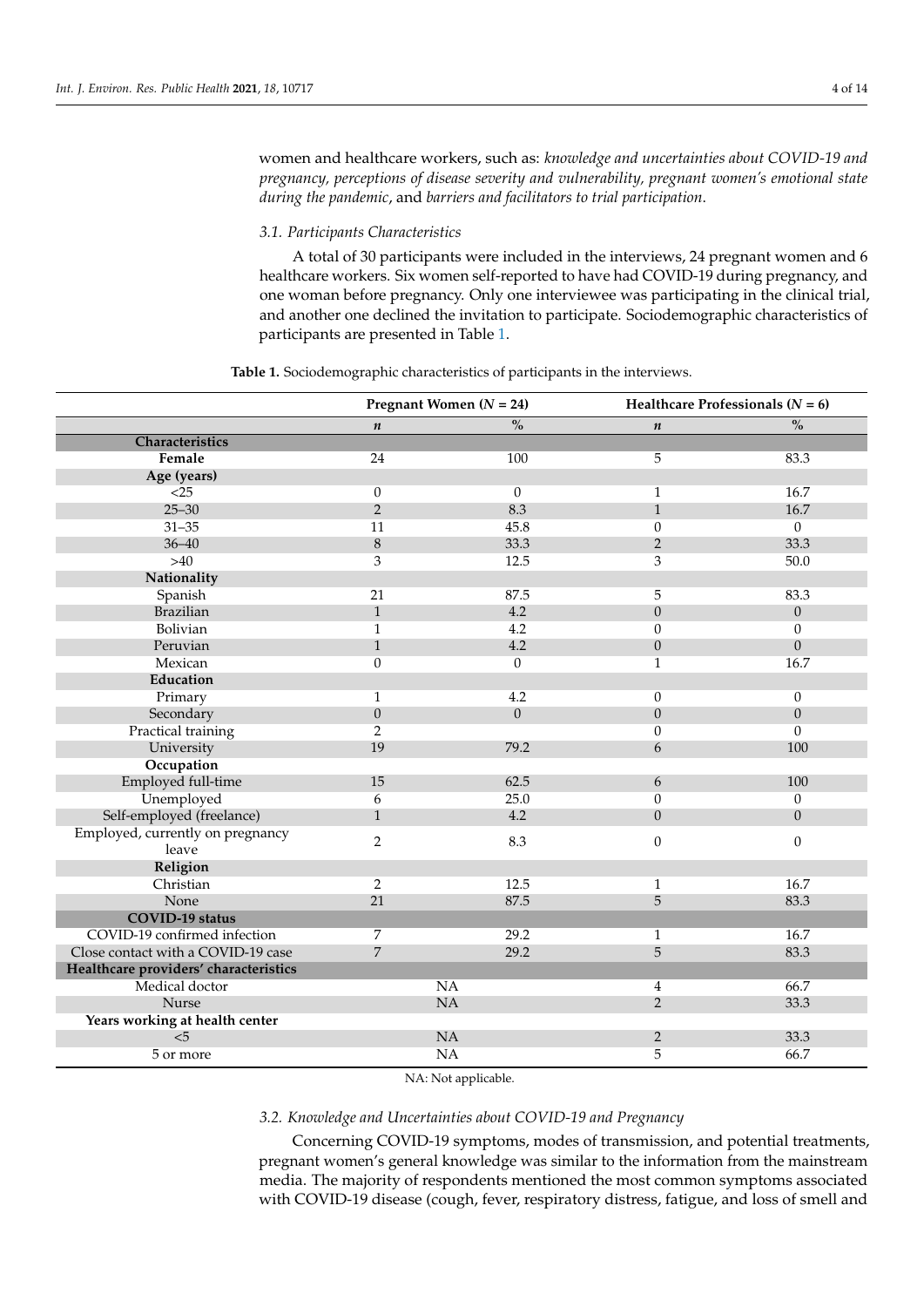women and healthcare workers, such as: *knowledge and uncertainties about COVID-19 and pregnancy*, *perceptions of disease severity and vulnerability*, *pregnant women's emotional state during the pandemic*, and *barriers and facilitators to trial participation*.

### 3.1. Participants Characteristics

A total of 30 participants were included in the interviews, 24 pregnant women and 6 healthcare workers. Six women self-reported to have had COVID-19 during pregnancy, and one woman before pregnancy. Only one interviewee was participating in the clinical trial, and another one declined the invitation to participate. Sociodemographic characteristics of participants are presented in Table 1.

**Table 1.** Sociodemographic characteristics of participants in the interviews.

| | Pregnant Women (*N* = 24) | | Healthcare Professionals (*N* = 6) | |
|---|---|---|---|---|
| | *n* | % | *n* | % |
| **Characteristics** | | | | |
| **Female** | 24 | 100 | 5 | 83.3 |
| **Age (years)** | | | | |
| <25 | 0 | 0 | 1 | 16.7 |
| 25–30 | 2 | 8.3 | 1 | 16.7 |
| 31–35 | 11 | 45.8 | 0 | 0 |
| 36–40 | 8 | 33.3 | 2 | 33.3 |
| >40 | 3 | 12.5 | 3 | 50.0 |
| **Nationality** | | | | |
| Spanish | 21 | 87.5 | 5 | 83.3 |
| Brazilian | 1 | 4.2 | 0 | 0 |
| Bolivian | 1 | 4.2 | 0 | 0 |
| Peruvian | 1 | 4.2 | 0 | 0 |
| Mexican | 0 | 0 | 1 | 16.7 |
| **Education** | | | | |
| Primary | 1 | 4.2 | 0 | 0 |
| Secondary | 0 | 0 | 0 | 0 |
| Practical training | 2 | | 0 | 0 |
| University | 19 | 79.2 | 6 | 100 |
| **Occupation** | | | | |
| Employed full-time | 15 | 62.5 | 6 | 100 |
| Unemployed | 6 | 25.0 | 0 | 0 |
| Self-employed (freelance) | 1 | 4.2 | 0 | 0 |
| Employed, currently on pregnancy leave | 2 | 8.3 | 0 | 0 |
| **Religion** | | | | |
| Christian | 2 | 12.5 | 1 | 16.7 |
| None | 21 | 87.5 | 5 | 83.3 |
| **COVID-19 status** | | | | |
| COVID-19 confirmed infection | 7 | 29.2 | 1 | 16.7 |
| Close contact with a COVID-19 case | 7 | 29.2 | 5 | 83.3 |
| **Healthcare providers' characteristics** | | | | |
| Medical doctor | NA | | 4 | 66.7 |
| Nurse | NA | | 2 | 33.3 |
| **Years working at health center** | | | | |
| <5 | NA | | 2 | 33.3 |
| 5 or more | NA | | 5 | 66.7 |

NA: Not applicable.

### 3.2. Knowledge and Uncertainties about COVID-19 and Pregnancy

Concerning COVID-19 symptoms, modes of transmission, and potential treatments, pregnant women's general knowledge was similar to the information from the mainstream media. The majority of respondents mentioned the most common symptoms associated with COVID-19 disease (cough, fever, respiratory distress, fatigue, and loss of smell and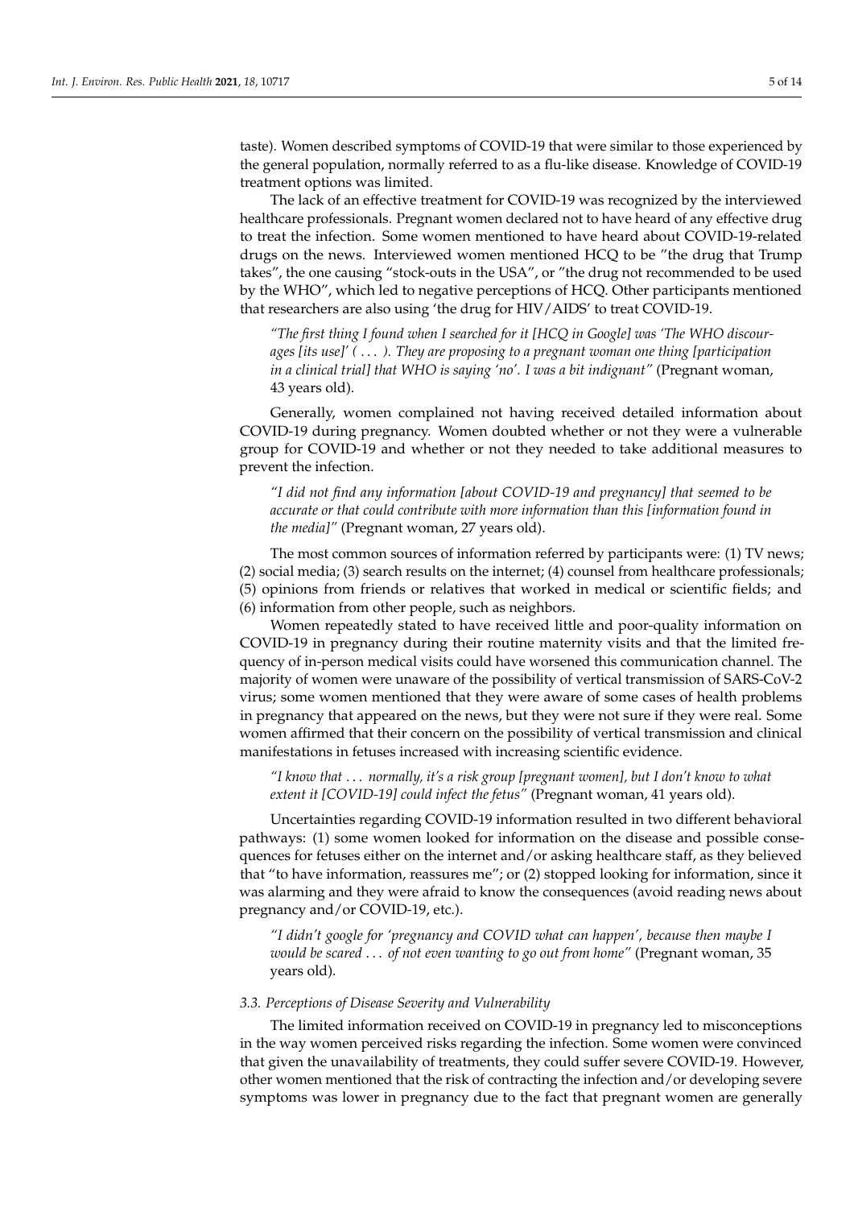taste). Women described symptoms of COVID-19 that were similar to those experienced by the general population, normally referred to as a flu-like disease. Knowledge of COVID-19 treatment options was limited.

The lack of an effective treatment for COVID-19 was recognized by the interviewed healthcare professionals. Pregnant women declared not to have heard of any effective drug to treat the infection. Some women mentioned to have heard about COVID-19-related drugs on the news. Interviewed women mentioned HCQ to be "the drug that Trump takes", the one causing "stock-outs in the USA", or "the drug not recommended to be used by the WHO", which led to negative perceptions of HCQ. Other participants mentioned that researchers are also using 'the drug for HIV/AIDS' to treat COVID-19.

> *"The first thing I found when I searched for it [HCQ in Google] was 'The WHO discourages [its use]' ( . . . ). They are proposing to a pregnant woman one thing [participation in a clinical trial] that WHO is saying 'no'. I was a bit indignant"* (Pregnant woman, 43 years old).

Generally, women complained not having received detailed information about COVID-19 during pregnancy. Women doubted whether or not they were a vulnerable group for COVID-19 and whether or not they needed to take additional measures to prevent the infection.

> *"I did not find any information [about COVID-19 and pregnancy] that seemed to be accurate or that could contribute with more information than this [information found in the media]"* (Pregnant woman, 27 years old).

The most common sources of information referred by participants were: (1) TV news; (2) social media; (3) search results on the internet; (4) counsel from healthcare professionals; (5) opinions from friends or relatives that worked in medical or scientific fields; and (6) information from other people, such as neighbors.

Women repeatedly stated to have received little and poor-quality information on COVID-19 in pregnancy during their routine maternity visits and that the limited frequency of in-person medical visits could have worsened this communication channel. The majority of women were unaware of the possibility of vertical transmission of SARS-CoV-2 virus; some women mentioned that they were aware of some cases of health problems in pregnancy that appeared on the news, but they were not sure if they were real. Some women affirmed that their concern on the possibility of vertical transmission and clinical manifestations in fetuses increased with increasing scientific evidence.

> *"I know that . . . normally, it's a risk group [pregnant women], but I don't know to what extent it [COVID-19] could infect the fetus"* (Pregnant woman, 41 years old).

Uncertainties regarding COVID-19 information resulted in two different behavioral pathways: (1) some women looked for information on the disease and possible consequences for fetuses either on the internet and/or asking healthcare staff, as they believed that "to have information, reassures me"; or (2) stopped looking for information, since it was alarming and they were afraid to know the consequences (avoid reading news about pregnancy and/or COVID-19, etc.).

> *"I didn't google for 'pregnancy and COVID what can happen', because then maybe I would be scared . . . of not even wanting to go out from home"* (Pregnant woman, 35 years old).

### *3.3. Perceptions of Disease Severity and Vulnerability*

The limited information received on COVID-19 in pregnancy led to misconceptions in the way women perceived risks regarding the infection. Some women were convinced that given the unavailability of treatments, they could suffer severe COVID-19. However, other women mentioned that the risk of contracting the infection and/or developing severe symptoms was lower in pregnancy due to the fact that pregnant women are generally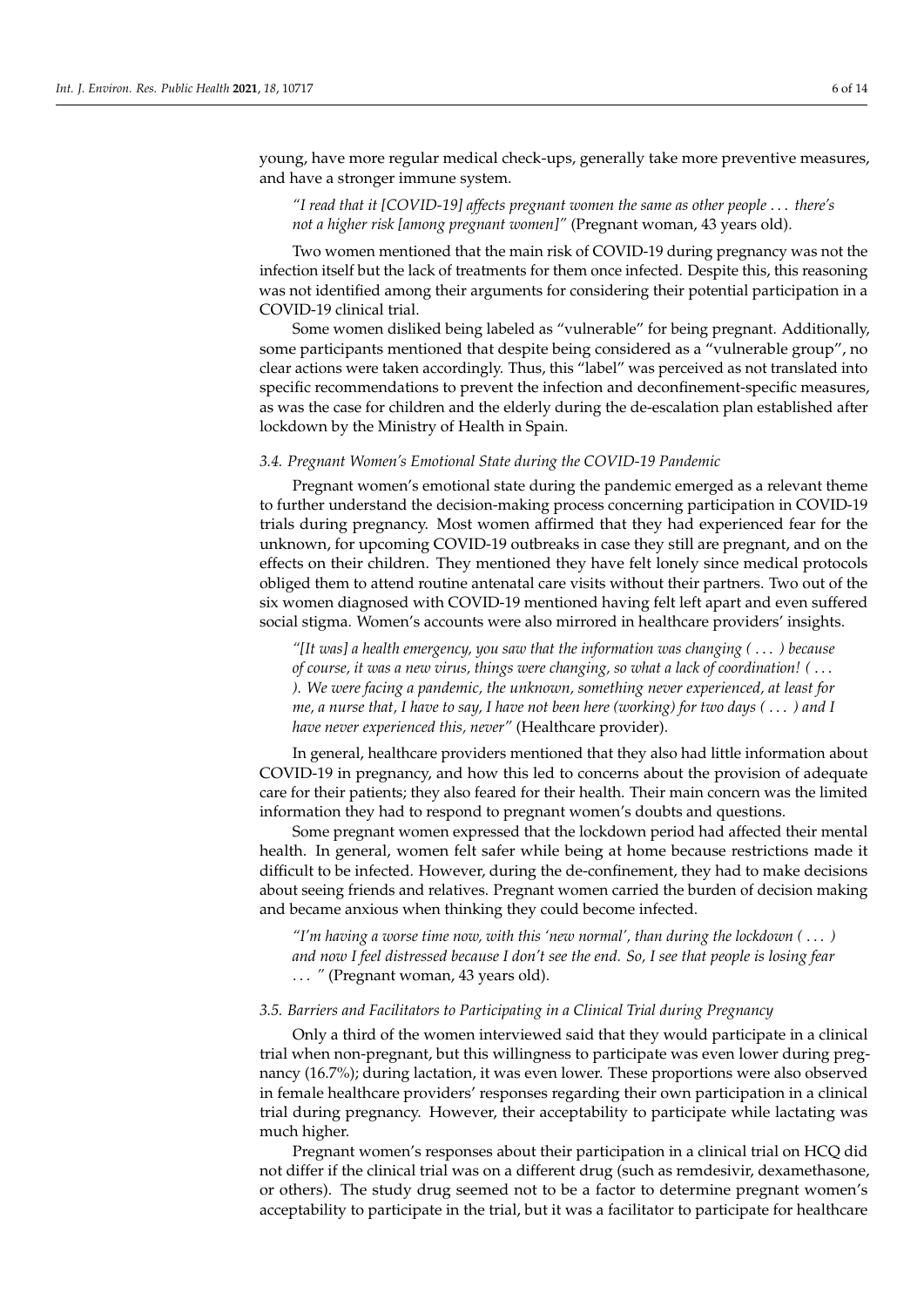young, have more regular medical check-ups, generally take more preventive measures, and have a stronger immune system.

> *"I read that it [COVID-19] affects pregnant women the same as other people . . . there's not a higher risk [among pregnant women]"* (Pregnant woman, 43 years old).

Two women mentioned that the main risk of COVID-19 during pregnancy was not the infection itself but the lack of treatments for them once infected. Despite this, this reasoning was not identified among their arguments for considering their potential participation in a COVID-19 clinical trial.

Some women disliked being labeled as "vulnerable" for being pregnant. Additionally, some participants mentioned that despite being considered as a "vulnerable group", no clear actions were taken accordingly. Thus, this "label" was perceived as not translated into specific recommendations to prevent the infection and deconfinement-specific measures, as was the case for children and the elderly during the de-escalation plan established after lockdown by the Ministry of Health in Spain.

### *3.4. Pregnant Women's Emotional State during the COVID-19 Pandemic*

Pregnant women's emotional state during the pandemic emerged as a relevant theme to further understand the decision-making process concerning participation in COVID-19 trials during pregnancy. Most women affirmed that they had experienced fear for the unknown, for upcoming COVID-19 outbreaks in case they still are pregnant, and on the effects on their children. They mentioned they have felt lonely since medical protocols obliged them to attend routine antenatal care visits without their partners. Two out of the six women diagnosed with COVID-19 mentioned having felt left apart and even suffered social stigma. Women's accounts were also mirrored in healthcare providers' insights.

> *"[It was] a health emergency, you saw that the information was changing ( . . . ) because of course, it was a new virus, things were changing, so what a lack of coordination! ( . . . ). We were facing a pandemic, the unknown, something never experienced, at least for me, a nurse that, I have to say, I have not been here (working) for two days ( . . . ) and I have never experienced this, never"* (Healthcare provider).

In general, healthcare providers mentioned that they also had little information about COVID-19 in pregnancy, and how this led to concerns about the provision of adequate care for their patients; they also feared for their health. Their main concern was the limited information they had to respond to pregnant women's doubts and questions.

Some pregnant women expressed that the lockdown period had affected their mental health. In general, women felt safer while being at home because restrictions made it difficult to be infected. However, during the de-confinement, they had to make decisions about seeing friends and relatives. Pregnant women carried the burden of decision making and became anxious when thinking they could become infected.

> *"I'm having a worse time now, with this 'new normal', than during the lockdown ( . . . ) and now I feel distressed because I don't see the end. So, I see that people is losing fear . . . "* (Pregnant woman, 43 years old).

### *3.5. Barriers and Facilitators to Participating in a Clinical Trial during Pregnancy*

Only a third of the women interviewed said that they would participate in a clinical trial when non-pregnant, but this willingness to participate was even lower during pregnancy (16.7%); during lactation, it was even lower. These proportions were also observed in female healthcare providers' responses regarding their own participation in a clinical trial during pregnancy. However, their acceptability to participate while lactating was much higher.

Pregnant women's responses about their participation in a clinical trial on HCQ did not differ if the clinical trial was on a different drug (such as remdesivir, dexamethasone, or others). The study drug seemed not to be a factor to determine pregnant women's acceptability to participate in the trial, but it was a facilitator to participate for healthcare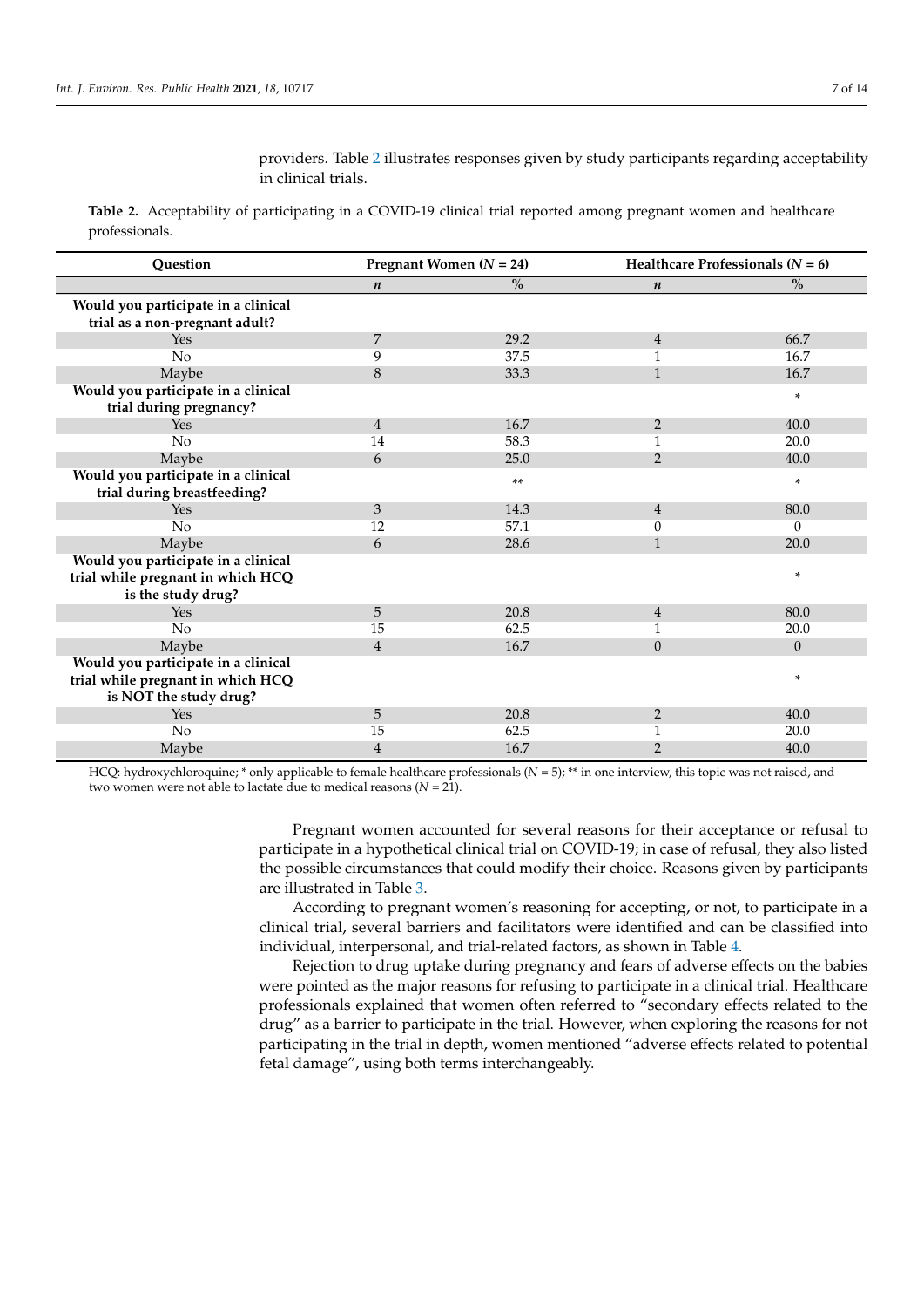providers. Table 2 illustrates responses given by study participants regarding acceptability in clinical trials.

**Table 2.** Acceptability of participating in a COVID-19 clinical trial reported among pregnant women and healthcare professionals.

| Question | Pregnant Women (*N* = 24) | | Healthcare Professionals (*N* = 6) | |
|---|---|---|---|---|
| | *n* | % | *n* | % |
| **Would you participate in a clinical trial as a non-pregnant adult?** | | | | |
| Yes | 7 | 29.2 | 4 | 66.7 |
| No | 9 | 37.5 | 1 | 16.7 |
| Maybe | 8 | 33.3 | 1 | 16.7 |
| **Would you participate in a clinical trial during pregnancy?** | | | | * |
| Yes | 4 | 16.7 | 2 | 40.0 |
| No | 14 | 58.3 | 1 | 20.0 |
| Maybe | 6 | 25.0 | 2 | 40.0 |
| **Would you participate in a clinical trial during breastfeeding?** | | ** | | * |
| Yes | 3 | 14.3 | 4 | 80.0 |
| No | 12 | 57.1 | 0 | 0 |
| Maybe | 6 | 28.6 | 1 | 20.0 |
| **Would you participate in a clinical trial while pregnant in which HCQ is the study drug?** | | | | * |
| Yes | 5 | 20.8 | 4 | 80.0 |
| No | 15 | 62.5 | 1 | 20.0 |
| Maybe | 4 | 16.7 | 0 | 0 |
| **Would you participate in a clinical trial while pregnant in which HCQ is NOT the study drug?** | | | | * |
| Yes | 5 | 20.8 | 2 | 40.0 |
| No | 15 | 62.5 | 1 | 20.0 |
| Maybe | 4 | 16.7 | 2 | 40.0 |

HCQ: hydroxychloroquine; * only applicable to female healthcare professionals (*N* = 5); ** in one interview, this topic was not raised, and two women were not able to lactate due to medical reasons (*N* = 21).

Pregnant women accounted for several reasons for their acceptance or refusal to participate in a hypothetical clinical trial on COVID-19; in case of refusal, they also listed the possible circumstances that could modify their choice. Reasons given by participants are illustrated in Table 3.

According to pregnant women's reasoning for accepting, or not, to participate in a clinical trial, several barriers and facilitators were identified and can be classified into individual, interpersonal, and trial-related factors, as shown in Table 4.

Rejection to drug uptake during pregnancy and fears of adverse effects on the babies were pointed as the major reasons for refusing to participate in a clinical trial. Healthcare professionals explained that women often referred to "secondary effects related to the drug" as a barrier to participate in the trial. However, when exploring the reasons for not participating in the trial in depth, women mentioned "adverse effects related to potential fetal damage", using both terms interchangeably.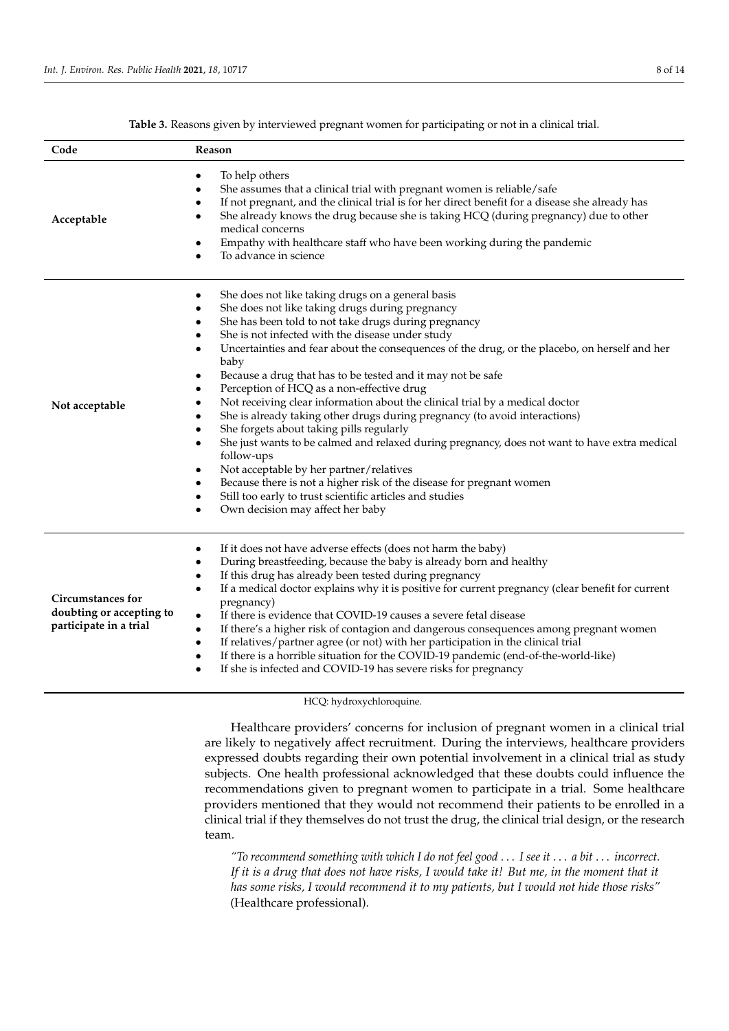**Table 3.** Reasons given by interviewed pregnant women for participating or not in a clinical trial.

| Code | Reason |
|---|---|
| **Acceptable** | • To help others<br>• She assumes that a clinical trial with pregnant women is reliable/safe<br>• If not pregnant, and the clinical trial is for her direct benefit for a disease she already has<br>• She already knows the drug because she is taking HCQ (during pregnancy) due to other medical concerns<br>• Empathy with healthcare staff who have been working during the pandemic<br>• To advance in science |
| **Not acceptable** | • She does not like taking drugs on a general basis<br>• She does not like taking drugs during pregnancy<br>• She has been told to not take drugs during pregnancy<br>• She is not infected with the disease under study<br>• Uncertainties and fear about the consequences of the drug, or the placebo, on herself and her baby<br>• Because a drug that has to be tested and it may not be safe<br>• Perception of HCQ as a non-effective drug<br>• Not receiving clear information about the clinical trial by a medical doctor<br>• She is already taking other drugs during pregnancy (to avoid interactions)<br>• She forgets about taking pills regularly<br>• She just wants to be calmed and relaxed during pregnancy, does not want to have extra medical follow-ups<br>• Not acceptable by her partner/relatives<br>• Because there is not a higher risk of the disease for pregnant women<br>• Still too early to trust scientific articles and studies<br>• Own decision may affect her baby |
| **Circumstances for doubting or accepting to participate in a trial** | • If it does not have adverse effects (does not harm the baby)<br>• During breastfeeding, because the baby is already born and healthy<br>• If this drug has already been tested during pregnancy<br>• If a medical doctor explains why it is positive for current pregnancy (clear benefit for current pregnancy)<br>• If there is evidence that COVID-19 causes a severe fetal disease<br>• If there's a higher risk of contagion and dangerous consequences among pregnant women<br>• If relatives/partner agree (or not) with her participation in the clinical trial<br>• If there is a horrible situation for the COVID-19 pandemic (end-of-the-world-like)<br>• If she is infected and COVID-19 has severe risks for pregnancy |

HCQ: hydroxychloroquine.

Healthcare providers' concerns for inclusion of pregnant women in a clinical trial are likely to negatively affect recruitment. During the interviews, healthcare providers expressed doubts regarding their own potential involvement in a clinical trial as study subjects. One health professional acknowledged that these doubts could influence the recommendations given to pregnant women to participate in a trial. Some healthcare providers mentioned that they would not recommend their patients to be enrolled in a clinical trial if they themselves do not trust the drug, the clinical trial design, or the research team.

> *"To recommend something with which I do not feel good . . . I see it . . . a bit . . . incorrect. If it is a drug that does not have risks, I would take it! But me, in the moment that it has some risks, I would recommend it to my patients, but I would not hide those risks"* (Healthcare professional).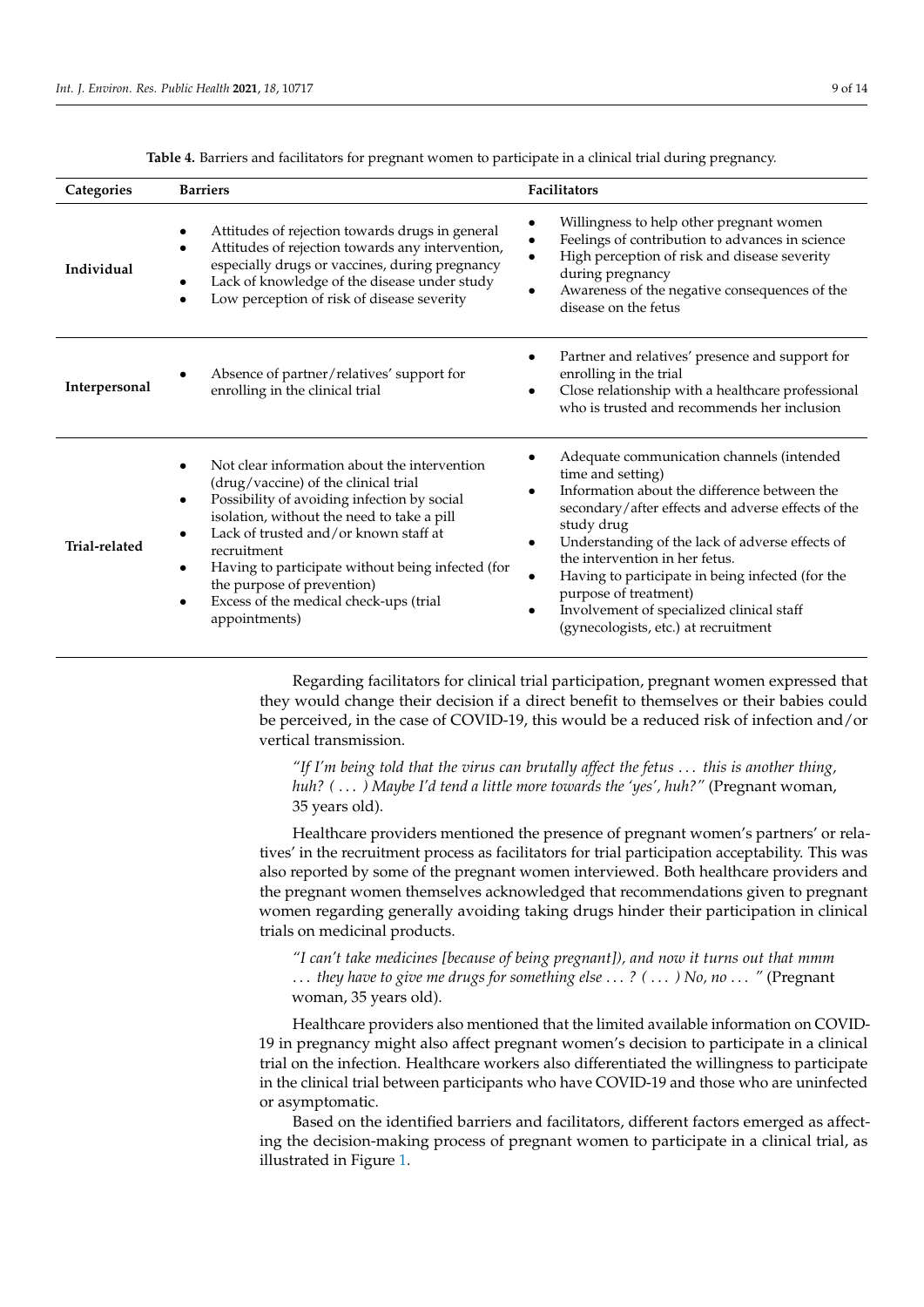**Table 4.** Barriers and facilitators for pregnant women to participate in a clinical trial during pregnancy.

| Categories | Barriers | Facilitators |
| --- | --- | --- |
| **Individual** | • Attitudes of rejection towards drugs in general<br>• Attitudes of rejection towards any intervention, especially drugs or vaccines, during pregnancy<br>• Lack of knowledge of the disease under study<br>• Low perception of risk of disease severity | • Willingness to help other pregnant women<br>• Feelings of contribution to advances in science<br>• High perception of risk and disease severity during pregnancy<br>• Awareness of the negative consequences of the disease on the fetus |
| **Interpersonal** | • Absence of partner/relatives' support for enrolling in the clinical trial | • Partner and relatives' presence and support for enrolling in the trial<br>• Close relationship with a healthcare professional who is trusted and recommends her inclusion |
| **Trial-related** | • Not clear information about the intervention (drug/vaccine) of the clinical trial<br>• Possibility of avoiding infection by social isolation, without the need to take a pill<br>• Lack of trusted and/or known staff at recruitment<br>• Having to participate without being infected (for the purpose of prevention)<br>• Excess of the medical check-ups (trial appointments) | • Adequate communication channels (intended time and setting)<br>• Information about the difference between the secondary/after effects and adverse effects of the study drug<br>• Understanding of the lack of adverse effects of the intervention in her fetus.<br>• Having to participate in being infected (for the purpose of treatment)<br>• Involvement of specialized clinical staff (gynecologists, etc.) at recruitment |

Regarding facilitators for clinical trial participation, pregnant women expressed that they would change their decision if a direct benefit to themselves or their babies could be perceived, in the case of COVID-19, this would be a reduced risk of infection and/or vertical transmission.

> *"If I'm being told that the virus can brutally affect the fetus … this is another thing, huh? ( … ) Maybe I'd tend a little more towards the 'yes', huh?"* (Pregnant woman, 35 years old).

Healthcare providers mentioned the presence of pregnant women's partners' or relatives' in the recruitment process as facilitators for trial participation acceptability. This was also reported by some of the pregnant women interviewed. Both healthcare providers and the pregnant women themselves acknowledged that recommendations given to pregnant women regarding generally avoiding taking drugs hinder their participation in clinical trials on medicinal products.

> *"I can't take medicines [because of being pregnant]), and now it turns out that mmm … they have to give me drugs for something else … ? ( … ) No, no … "* (Pregnant woman, 35 years old).

Healthcare providers also mentioned that the limited available information on COVID-19 in pregnancy might also affect pregnant women's decision to participate in a clinical trial on the infection. Healthcare workers also differentiated the willingness to participate in the clinical trial between participants who have COVID-19 and those who are uninfected or asymptomatic.

Based on the identified barriers and facilitators, different factors emerged as affecting the decision-making process of pregnant women to participate in a clinical trial, as illustrated in Figure 1.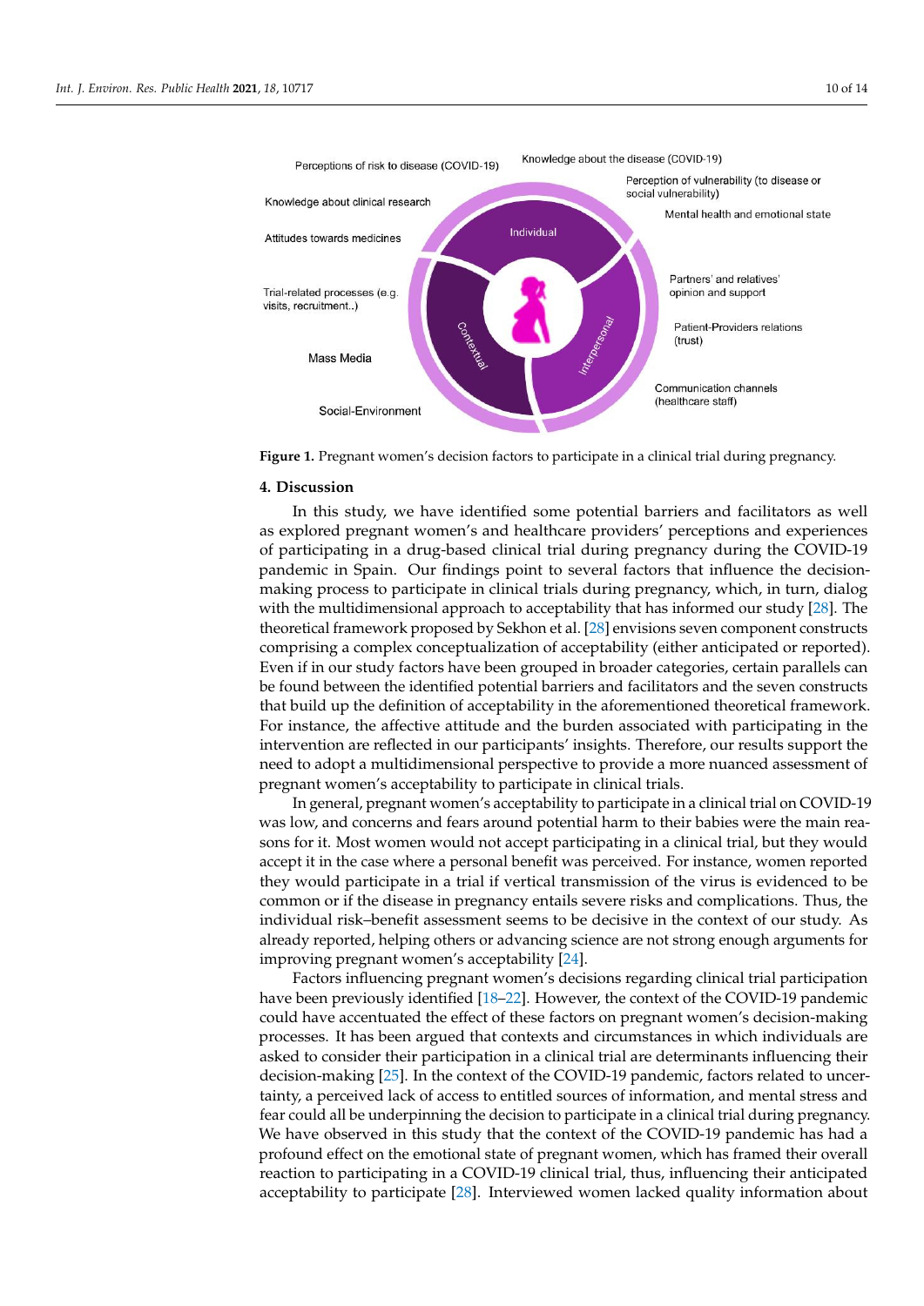Perceptions of risk to disease (COVID-19)

Knowledge about the disease (COVID-19)

Perception of vulnerability (to disease or social vulnerability)

Knowledge about clinical research

Mental health and emotional state

Attitudes towards medicines

Individual

Partners' and relatives' opinion and support

Trial-related processes (e.g. visits, recruitment..)

Contextual

Interpersonal

Patient-Providers relations (trust)

Mass Media

Communication channels (healthcare staff)

Social-Environment

**Figure 1.** Pregnant women's decision factors to participate in a clinical trial during pregnancy.

## 4. Discussion

In this study, we have identified some potential barriers and facilitators as well as explored pregnant women's and healthcare providers' perceptions and experiences of participating in a drug-based clinical trial during pregnancy during the COVID-19 pandemic in Spain. Our findings point to several factors that influence the decision-making process to participate in clinical trials during pregnancy, which, in turn, dialog with the multidimensional approach to acceptability that has informed our study [28]. The theoretical framework proposed by Sekhon et al. [28] envisions seven component constructs comprising a complex conceptualization of acceptability (either anticipated or reported). Even if in our study factors have been grouped in broader categories, certain parallels can be found between the identified potential barriers and facilitators and the seven constructs that build up the definition of acceptability in the aforementioned theoretical framework. For instance, the affective attitude and the burden associated with participating in the intervention are reflected in our participants' insights. Therefore, our results support the need to adopt a multidimensional perspective to provide a more nuanced assessment of pregnant women's acceptability to participate in clinical trials.

In general, pregnant women's acceptability to participate in a clinical trial on COVID-19 was low, and concerns and fears around potential harm to their babies were the main reasons for it. Most women would not accept participating in a clinical trial, but they would accept it in the case where a personal benefit was perceived. For instance, women reported they would participate in a trial if vertical transmission of the virus is evidenced to be common or if the disease in pregnancy entails severe risks and complications. Thus, the individual risk–benefit assessment seems to be decisive in the context of our study. As already reported, helping others or advancing science are not strong enough arguments for improving pregnant women's acceptability [24].

Factors influencing pregnant women's decisions regarding clinical trial participation have been previously identified [18–22]. However, the context of the COVID-19 pandemic could have accentuated the effect of these factors on pregnant women's decision-making processes. It has been argued that contexts and circumstances in which individuals are asked to consider their participation in a clinical trial are determinants influencing their decision-making [25]. In the context of the COVID-19 pandemic, factors related to uncertainty, a perceived lack of access to entitled sources of information, and mental stress and fear could all be underpinning the decision to participate in a clinical trial during pregnancy. We have observed in this study that the context of the COVID-19 pandemic has had a profound effect on the emotional state of pregnant women, which has framed their overall reaction to participating in a COVID-19 clinical trial, thus, influencing their anticipated acceptability to participate [28]. Interviewed women lacked quality information about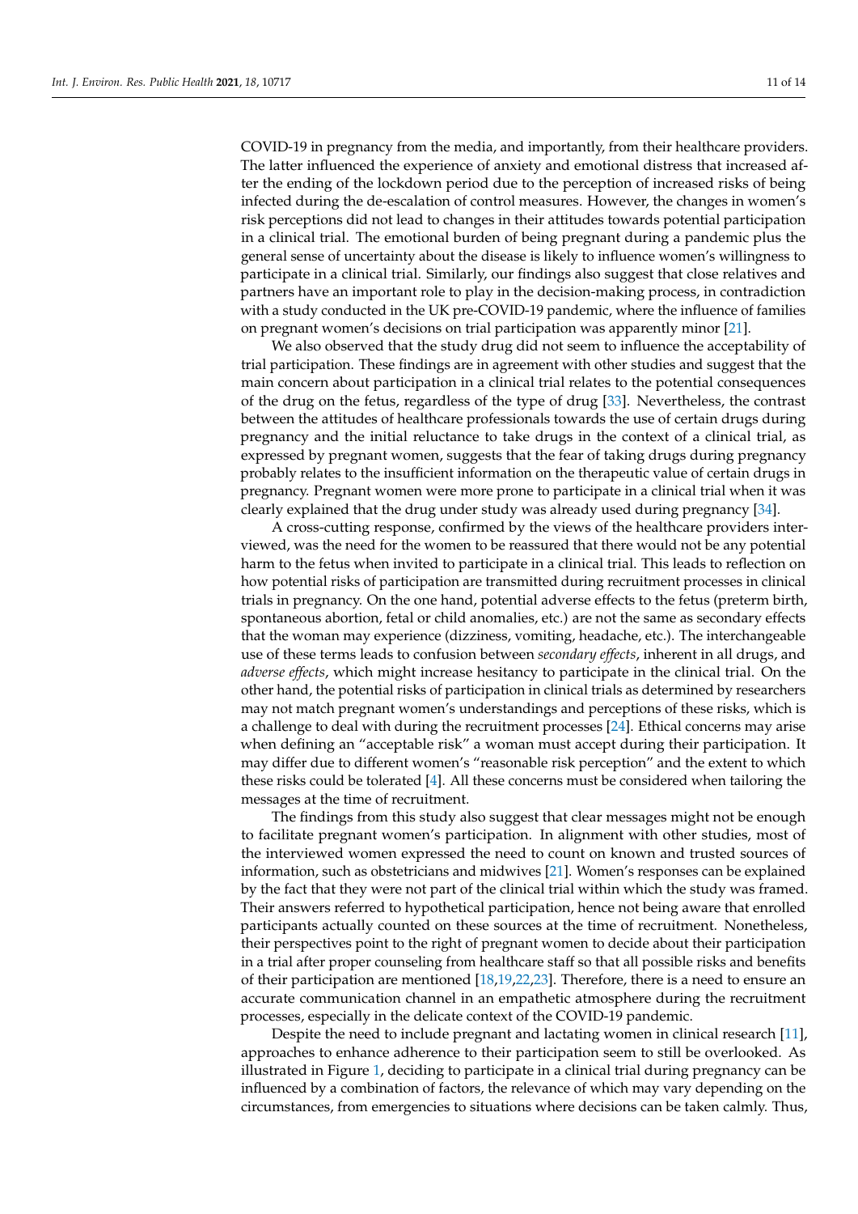COVID-19 in pregnancy from the media, and importantly, from their healthcare providers. The latter influenced the experience of anxiety and emotional distress that increased after the ending of the lockdown period due to the perception of increased risks of being infected during the de-escalation of control measures. However, the changes in women's risk perceptions did not lead to changes in their attitudes towards potential participation in a clinical trial. The emotional burden of being pregnant during a pandemic plus the general sense of uncertainty about the disease is likely to influence women's willingness to participate in a clinical trial. Similarly, our findings also suggest that close relatives and partners have an important role to play in the decision-making process, in contradiction with a study conducted in the UK pre-COVID-19 pandemic, where the influence of families on pregnant women's decisions on trial participation was apparently minor [21].

We also observed that the study drug did not seem to influence the acceptability of trial participation. These findings are in agreement with other studies and suggest that the main concern about participation in a clinical trial relates to the potential consequences of the drug on the fetus, regardless of the type of drug [33]. Nevertheless, the contrast between the attitudes of healthcare professionals towards the use of certain drugs during pregnancy and the initial reluctance to take drugs in the context of a clinical trial, as expressed by pregnant women, suggests that the fear of taking drugs during pregnancy probably relates to the insufficient information on the therapeutic value of certain drugs in pregnancy. Pregnant women were more prone to participate in a clinical trial when it was clearly explained that the drug under study was already used during pregnancy [34].

A cross-cutting response, confirmed by the views of the healthcare providers interviewed, was the need for the women to be reassured that there would not be any potential harm to the fetus when invited to participate in a clinical trial. This leads to reflection on how potential risks of participation are transmitted during recruitment processes in clinical trials in pregnancy. On the one hand, potential adverse effects to the fetus (preterm birth, spontaneous abortion, fetal or child anomalies, etc.) are not the same as secondary effects that the woman may experience (dizziness, vomiting, headache, etc.). The interchangeable use of these terms leads to confusion between *secondary effects*, inherent in all drugs, and *adverse effects*, which might increase hesitancy to participate in the clinical trial. On the other hand, the potential risks of participation in clinical trials as determined by researchers may not match pregnant women's understandings and perceptions of these risks, which is a challenge to deal with during the recruitment processes [24]. Ethical concerns may arise when defining an "acceptable risk" a woman must accept during their participation. It may differ due to different women's "reasonable risk perception" and the extent to which these risks could be tolerated [4]. All these concerns must be considered when tailoring the messages at the time of recruitment.

The findings from this study also suggest that clear messages might not be enough to facilitate pregnant women's participation. In alignment with other studies, most of the interviewed women expressed the need to count on known and trusted sources of information, such as obstetricians and midwives [21]. Women's responses can be explained by the fact that they were not part of the clinical trial within which the study was framed. Their answers referred to hypothetical participation, hence not being aware that enrolled participants actually counted on these sources at the time of recruitment. Nonetheless, their perspectives point to the right of pregnant women to decide about their participation in a trial after proper counseling from healthcare staff so that all possible risks and benefits of their participation are mentioned [18,19,22,23]. Therefore, there is a need to ensure an accurate communication channel in an empathetic atmosphere during the recruitment processes, especially in the delicate context of the COVID-19 pandemic.

Despite the need to include pregnant and lactating women in clinical research [11], approaches to enhance adherence to their participation seem to still be overlooked. As illustrated in Figure 1, deciding to participate in a clinical trial during pregnancy can be influenced by a combination of factors, the relevance of which may vary depending on the circumstances, from emergencies to situations where decisions can be taken calmly. Thus,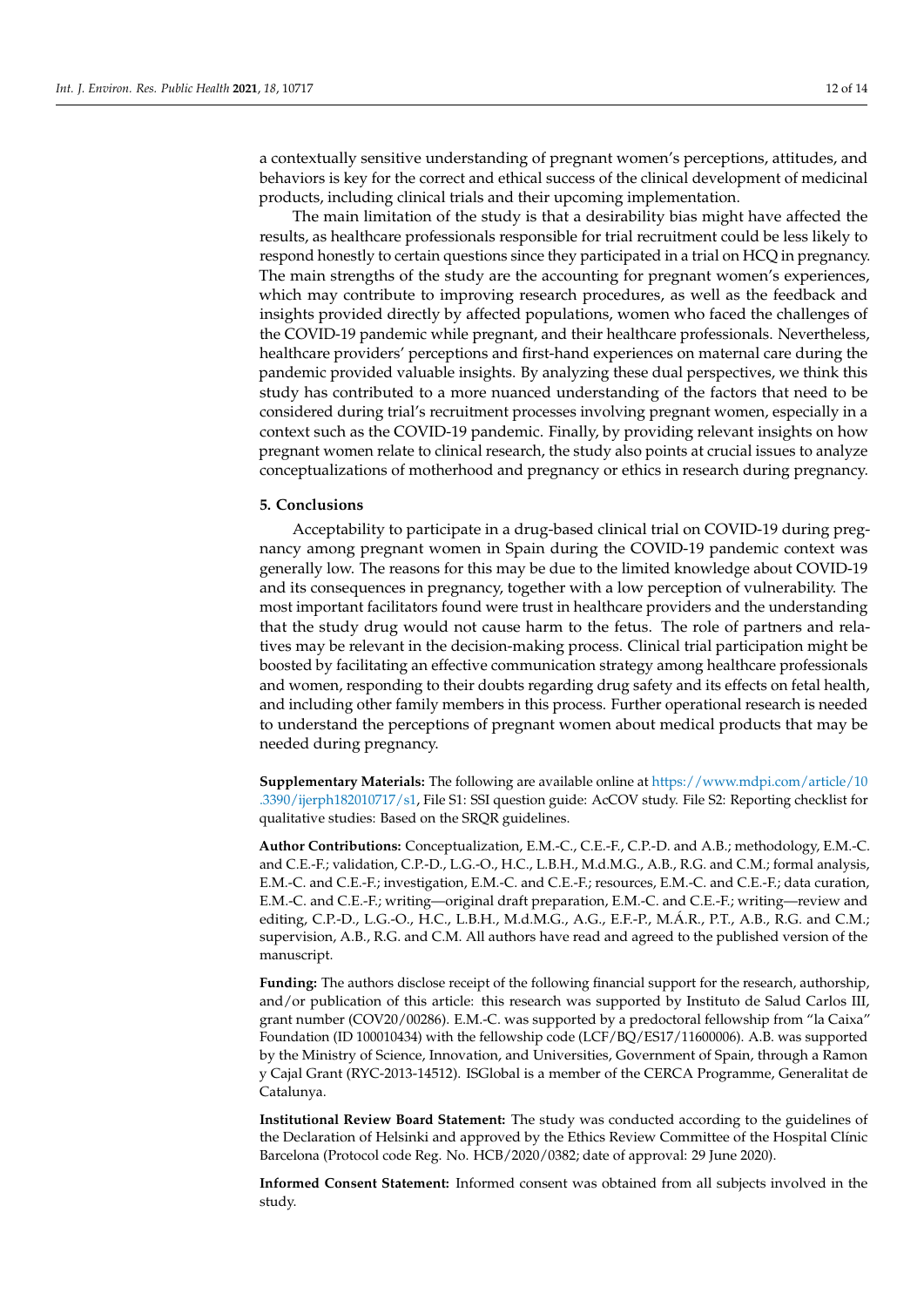a contextually sensitive understanding of pregnant women's perceptions, attitudes, and behaviors is key for the correct and ethical success of the clinical development of medicinal products, including clinical trials and their upcoming implementation.

The main limitation of the study is that a desirability bias might have affected the results, as healthcare professionals responsible for trial recruitment could be less likely to respond honestly to certain questions since they participated in a trial on HCQ in pregnancy. The main strengths of the study are the accounting for pregnant women's experiences, which may contribute to improving research procedures, as well as the feedback and insights provided directly by affected populations, women who faced the challenges of the COVID-19 pandemic while pregnant, and their healthcare professionals. Nevertheless, healthcare providers' perceptions and first-hand experiences on maternal care during the pandemic provided valuable insights. By analyzing these dual perspectives, we think this study has contributed to a more nuanced understanding of the factors that need to be considered during trial's recruitment processes involving pregnant women, especially in a context such as the COVID-19 pandemic. Finally, by providing relevant insights on how pregnant women relate to clinical research, the study also points at crucial issues to analyze conceptualizations of motherhood and pregnancy or ethics in research during pregnancy.

## 5. Conclusions

Acceptability to participate in a drug-based clinical trial on COVID-19 during pregnancy among pregnant women in Spain during the COVID-19 pandemic context was generally low. The reasons for this may be due to the limited knowledge about COVID-19 and its consequences in pregnancy, together with a low perception of vulnerability. The most important facilitators found were trust in healthcare providers and the understanding that the study drug would not cause harm to the fetus. The role of partners and relatives may be relevant in the decision-making process. Clinical trial participation might be boosted by facilitating an effective communication strategy among healthcare professionals and women, responding to their doubts regarding drug safety and its effects on fetal health, and including other family members in this process. Further operational research is needed to understand the perceptions of pregnant women about medical products that may be needed during pregnancy.

**Supplementary Materials:** The following are available online at https://www.mdpi.com/article/10.3390/ijerph182010717/s1, File S1: SSI question guide: AcCOV study. File S2: Reporting checklist for qualitative studies: Based on the SRQR guidelines.

**Author Contributions:** Conceptualization, E.M.-C., C.E.-F., C.P.-D. and A.B.; methodology, E.M.-C. and C.E.-F.; validation, C.P.-D., L.G.-O., H.C., L.B.H., M.d.M.G., A.B., R.G. and C.M.; formal analysis, E.M.-C. and C.E.-F.; investigation, E.M.-C. and C.E.-F.; resources, E.M.-C. and C.E.-F.; data curation, E.M.-C. and C.E.-F.; writing—original draft preparation, E.M.-C. and C.E.-F.; writing—review and editing, C.P.-D., L.G.-O., H.C., L.B.H., M.d.M.G., A.G., E.F.-P., M.Á.R., P.T., A.B., R.G. and C.M.; supervision, A.B., R.G. and C.M. All authors have read and agreed to the published version of the manuscript.

**Funding:** The authors disclose receipt of the following financial support for the research, authorship, and/or publication of this article: this research was supported by Instituto de Salud Carlos III, grant number (COV20/00286). E.M.-C. was supported by a predoctoral fellowship from "la Caixa" Foundation (ID 100010434) with the fellowship code (LCF/BQ/ES17/11600006). A.B. was supported by the Ministry of Science, Innovation, and Universities, Government of Spain, through a Ramon y Cajal Grant (RYC-2013-14512). ISGlobal is a member of the CERCA Programme, Generalitat de Catalunya.

**Institutional Review Board Statement:** The study was conducted according to the guidelines of the Declaration of Helsinki and approved by the Ethics Review Committee of the Hospital Clínic Barcelona (Protocol code Reg. No. HCB/2020/0382; date of approval: 29 June 2020).

**Informed Consent Statement:** Informed consent was obtained from all subjects involved in the study.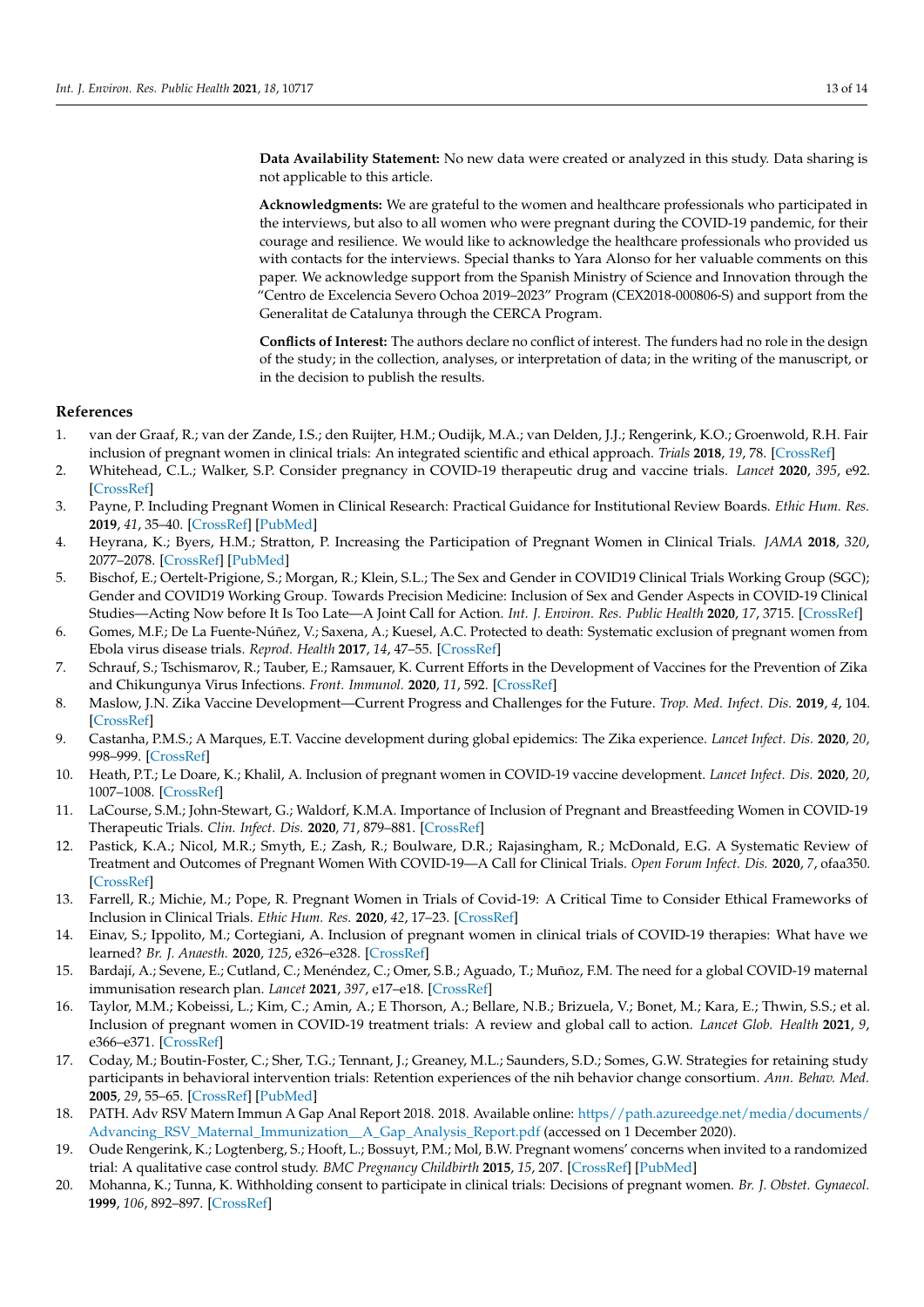**Data Availability Statement:** No new data were created or analyzed in this study. Data sharing is not applicable to this article.

**Acknowledgments:** We are grateful to the women and healthcare professionals who participated in the interviews, but also to all women who were pregnant during the COVID-19 pandemic, for their courage and resilience. We would like to acknowledge the healthcare professionals who provided us with contacts for the interviews. Special thanks to Yara Alonso for her valuable comments on this paper. We acknowledge support from the Spanish Ministry of Science and Innovation through the "Centro de Excelencia Severo Ochoa 2019–2023" Program (CEX2018-000806-S) and support from the Generalitat de Catalunya through the CERCA Program.

**Conflicts of Interest:** The authors declare no conflict of interest. The funders had no role in the design of the study; in the collection, analyses, or interpretation of data; in the writing of the manuscript, or in the decision to publish the results.

## References

1. van der Graaf, R.; van der Zande, I.S.; den Ruijter, H.M.; Oudijk, M.A.; van Delden, J.J.; Rengerink, K.O.; Groenwold, R.H. Fair inclusion of pregnant women in clinical trials: An integrated scientific and ethical approach. *Trials* **2018**, *19*, 78. [CrossRef]
2. Whitehead, C.L.; Walker, S.P. Consider pregnancy in COVID-19 therapeutic drug and vaccine trials. *Lancet* **2020**, *395*, e92. [CrossRef]
3. Payne, P. Including Pregnant Women in Clinical Research: Practical Guidance for Institutional Review Boards. *Ethic Hum. Res.* **2019**, *41*, 35–40. [CrossRef] [PubMed]
4. Heyrana, K.; Byers, H.M.; Stratton, P. Increasing the Participation of Pregnant Women in Clinical Trials. *JAMA* **2018**, *320*, 2077–2078. [CrossRef] [PubMed]
5. Bischof, E.; Oertelt-Prigione, S.; Morgan, R.; Klein, S.L.; The Sex and Gender in COVID19 Clinical Trials Working Group (SGC); Gender and COVID19 Working Group. Towards Precision Medicine: Inclusion of Sex and Gender Aspects in COVID-19 Clinical Studies—Acting Now before It Is Too Late—A Joint Call for Action. *Int. J. Environ. Res. Public Health* **2020**, *17*, 3715. [CrossRef]
6. Gomes, M.F.; De La Fuente-Núñez, V.; Saxena, A.; Kuesel, A.C. Protected to death: Systematic exclusion of pregnant women from Ebola virus disease trials. *Reprod. Health* **2017**, *14*, 47–55. [CrossRef]
7. Schrauf, S.; Tschismarov, R.; Tauber, E.; Ramsauer, K. Current Efforts in the Development of Vaccines for the Prevention of Zika and Chikungunya Virus Infections. *Front. Immunol.* **2020**, *11*, 592. [CrossRef]
8. Maslow, J.N. Zika Vaccine Development—Current Progress and Challenges for the Future. *Trop. Med. Infect. Dis.* **2019**, *4*, 104. [CrossRef]
9. Castanha, P.M.S.; A Marques, E.T. Vaccine development during global epidemics: The Zika experience. *Lancet Infect. Dis.* **2020**, *20*, 998–999. [CrossRef]
10. Heath, P.T.; Le Doare, K.; Khalil, A. Inclusion of pregnant women in COVID-19 vaccine development. *Lancet Infect. Dis.* **2020**, *20*, 1007–1008. [CrossRef]
11. LaCourse, S.M.; John-Stewart, G.; Waldorf, K.M.A. Importance of Inclusion of Pregnant and Breastfeeding Women in COVID-19 Therapeutic Trials. *Clin. Infect. Dis.* **2020**, *71*, 879–881. [CrossRef]
12. Pastick, K.A.; Nicol, M.R.; Smyth, E.; Zash, R.; Boulware, D.R.; Rajasingham, R.; McDonald, E.G. A Systematic Review of Treatment and Outcomes of Pregnant Women With COVID-19—A Call for Clinical Trials. *Open Forum Infect. Dis.* **2020**, *7*, ofaa350. [CrossRef]
13. Farrell, R.; Michie, M.; Pope, R. Pregnant Women in Trials of Covid-19: A Critical Time to Consider Ethical Frameworks of Inclusion in Clinical Trials. *Ethic Hum. Res.* **2020**, *42*, 17–23. [CrossRef]
14. Einav, S.; Ippolito, M.; Cortegiani, A. Inclusion of pregnant women in clinical trials of COVID-19 therapies: What have we learned? *Br. J. Anaesth.* **2020**, *125*, e326–e328. [CrossRef]
15. Bardají, A.; Sevene, E.; Cutland, C.; Menéndez, C.; Omer, S.B.; Aguado, T.; Muñoz, F.M. The need for a global COVID-19 maternal immunisation research plan. *Lancet* **2021**, *397*, e17–e18. [CrossRef]
16. Taylor, M.M.; Kobeissi, L.; Kim, C.; Amin, A.; E Thorson, A.; Bellare, N.B.; Brizuela, V.; Bonet, M.; Kara, E.; Thwin, S.S.; et al. Inclusion of pregnant women in COVID-19 treatment trials: A review and global call to action. *Lancet Glob. Health* **2021**, *9*, e366–e371. [CrossRef]
17. Coday, M.; Boutin-Foster, C.; Sher, T.G.; Tennant, J.; Greaney, M.L.; Saunders, S.D.; Somes, G.W. Strategies for retaining study participants in behavioral intervention trials: Retention experiences of the nih behavior change consortium. *Ann. Behav. Med.* **2005**, *29*, 55–65. [CrossRef] [PubMed]
18. PATH. Adv RSV Matern Immun A Gap Anal Report 2018. 2018. Available online: https//path.azureedge.net/media/documents/Advancing_RSV_Maternal_Immunization__A_Gap_Analysis_Report.pdf (accessed on 1 December 2020).
19. Oude Rengerink, K.; Logtenberg, S.; Hooft, L.; Bossuyt, P.M.; Mol, B.W. Pregnant womens' concerns when invited to a randomized trial: A qualitative case control study. *BMC Pregnancy Childbirth* **2015**, *15*, 207. [CrossRef] [PubMed]
20. Mohanna, K.; Tunna, K. Withholding consent to participate in clinical trials: Decisions of pregnant women. *Br. J. Obstet. Gynaecol.* **1999**, *106*, 892–897. [CrossRef]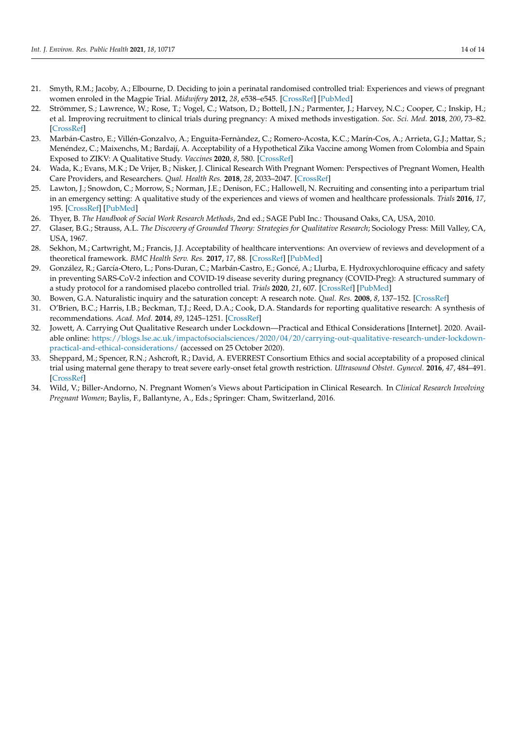21. Smyth, R.M.; Jacoby, A.; Elbourne, D. Deciding to join a perinatal randomised controlled trial: Experiences and views of pregnant women enroled in the Magpie Trial. *Midwifery* **2012**, *28*, e538–e545. [CrossRef] [PubMed]
22. Strömmer, S.; Lawrence, W.; Rose, T.; Vogel, C.; Watson, D.; Bottell, J.N.; Parmenter, J.; Harvey, N.C.; Cooper, C.; Inskip, H.; et al. Improving recruitment to clinical trials during pregnancy: A mixed methods investigation. *Soc. Sci. Med.* **2018**, *200*, 73–82. [CrossRef]
23. Marbán-Castro, E.; Villén-Gonzalvo, A.; Enguita-Fernàndez, C.; Romero-Acosta, K.C.; Marín-Cos, A.; Arrieta, G.J.; Mattar, S.; Menéndez, C.; Maixenchs, M.; Bardají, A. Acceptability of a Hypothetical Zika Vaccine among Women from Colombia and Spain Exposed to ZIKV: A Qualitative Study. *Vaccines* **2020**, *8*, 580. [CrossRef]
24. Wada, K.; Evans, M.K.; De Vrijer, B.; Nisker, J. Clinical Research With Pregnant Women: Perspectives of Pregnant Women, Health Care Providers, and Researchers. *Qual. Health Res.* **2018**, *28*, 2033–2047. [CrossRef]
25. Lawton, J.; Snowdon, C.; Morrow, S.; Norman, J.E.; Denison, F.C.; Hallowell, N. Recruiting and consenting into a peripartum trial in an emergency setting: A qualitative study of the experiences and views of women and healthcare professionals. *Trials* **2016**, *17*, 195. [CrossRef] [PubMed]
26. Thyer, B. *The Handbook of Social Work Research Methods*, 2nd ed.; SAGE Publ Inc.: Thousand Oaks, CA, USA, 2010.
27. Glaser, B.G.; Strauss, A.L. *The Discovery of Grounded Theory: Strategies for Qualitative Research*; Sociology Press: Mill Valley, CA, USA, 1967.
28. Sekhon, M.; Cartwright, M.; Francis, J.J. Acceptability of healthcare interventions: An overview of reviews and development of a theoretical framework. *BMC Health Serv. Res.* **2017**, *17*, 88. [CrossRef] [PubMed]
29. González, R.; García-Otero, L.; Pons-Duran, C.; Marbán-Castro, E.; Goncé, A.; Llurba, E. Hydroxychloroquine efficacy and safety in preventing SARS-CoV-2 infection and COVID-19 disease severity during pregnancy (COVID-Preg): A structured summary of a study protocol for a randomised placebo controlled trial. *Trials* **2020**, *21*, 607. [CrossRef] [PubMed]
30. Bowen, G.A. Naturalistic inquiry and the saturation concept: A research note. *Qual. Res.* **2008**, *8*, 137–152. [CrossRef]
31. O'Brien, B.C.; Harris, I.B.; Beckman, T.J.; Reed, D.A.; Cook, D.A. Standards for reporting qualitative research: A synthesis of recommendations. *Acad. Med.* **2014**, *89*, 1245–1251. [CrossRef]
32. Jowett, A. Carrying Out Qualitative Research under Lockdown—Practical and Ethical Considerations [Internet]. 2020. Available online: https://blogs.lse.ac.uk/impactofsocialsciences/2020/04/20/carrying-out-qualitative-research-under-lockdown-practical-and-ethical-considerations/ (accessed on 25 October 2020).
33. Sheppard, M.; Spencer, R.N.; Ashcroft, R.; David, A. EVERREST Consortium Ethics and social acceptability of a proposed clinical trial using maternal gene therapy to treat severe early-onset fetal growth restriction. *Ultrasound Obstet. Gynecol.* **2016**, *47*, 484–491. [CrossRef]
34. Wild, V.; Biller-Andorno, N. Pregnant Women's Views about Participation in Clinical Research. In *Clinical Research Involving Pregnant Women*; Baylis, F., Ballantyne, A., Eds.; Springer: Cham, Switzerland, 2016.